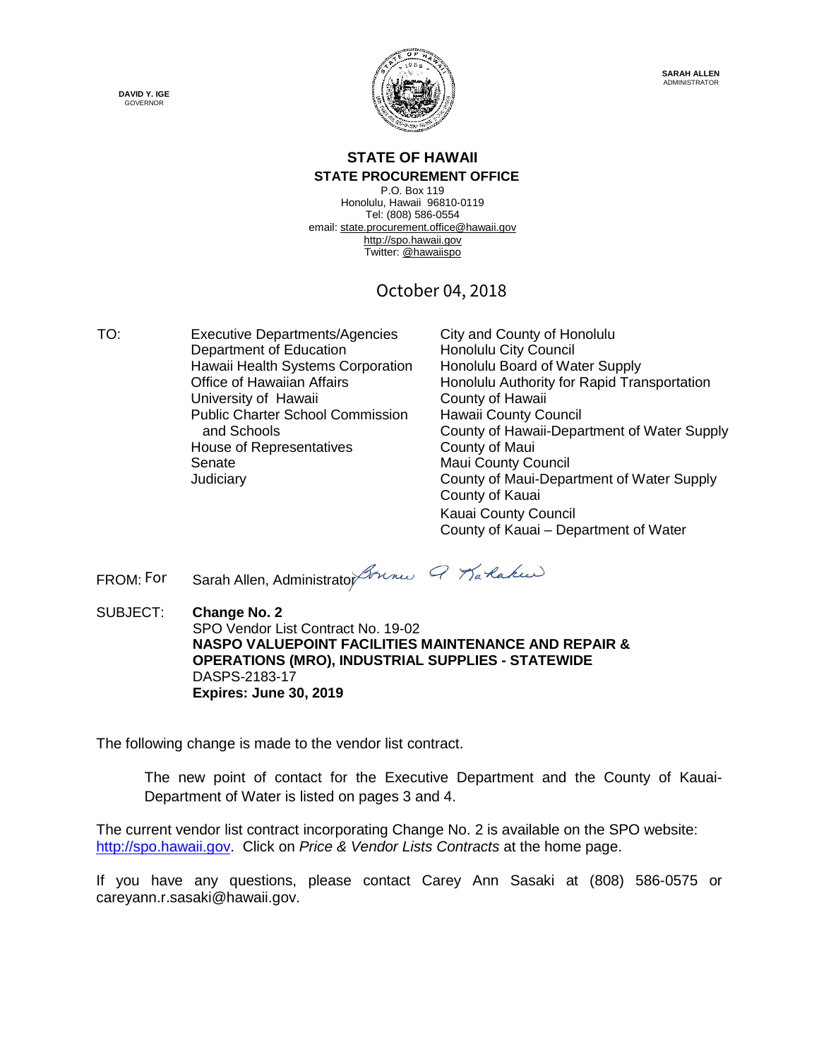**DAVID Y. IGE**
GOVERNOR

**SARAH ALLEN**
ADMINISTRATOR

# STATE OF HAWAII
## STATE PROCUREMENT OFFICE

P.O. Box 119
Honolulu, Hawaii 96810-0119
Tel: (808) 586-0554
email: state.procurement.office@hawaii.gov
http://spo.hawaii.gov
Twitter: @hawaiispo

October 04, 2018

TO:

Executive Departments/Agencies
Department of Education
Hawaii Health Systems Corporation
Office of Hawaiian Affairs
University of Hawaii
Public Charter School Commission and Schools
House of Representatives
Senate
Judiciary

City and County of Honolulu
Honolulu City Council
Honolulu Board of Water Supply
Honolulu Authority for Rapid Transportation
County of Hawaii
Hawaii County Council
County of Hawaii-Department of Water Supply
County of Maui
Maui County Council
County of Maui-Department of Water Supply
County of Kauai
Kauai County Council
County of Kauai – Department of Water

FROM: For Sarah Allen, Administrator

SUBJECT: **Change No. 2**
SPO Vendor List Contract No. 19-02
**NASPO VALUEPOINT FACILITIES MAINTENANCE AND REPAIR & OPERATIONS (MRO), INDUSTRIAL SUPPLIES - STATEWIDE**
DASPS-2183-17
**Expires: June 30, 2019**

The following change is made to the vendor list contract.

The new point of contact for the Executive Department and the County of Kauai-Department of Water is listed on pages 3 and 4.

The current vendor list contract incorporating Change No. 2 is available on the SPO website: http://spo.hawaii.gov. Click on *Price & Vendor Lists Contracts* at the home page.

If you have any questions, please contact Carey Ann Sasaki at (808) 586-0575 or careyann.r.sasaki@hawaii.gov.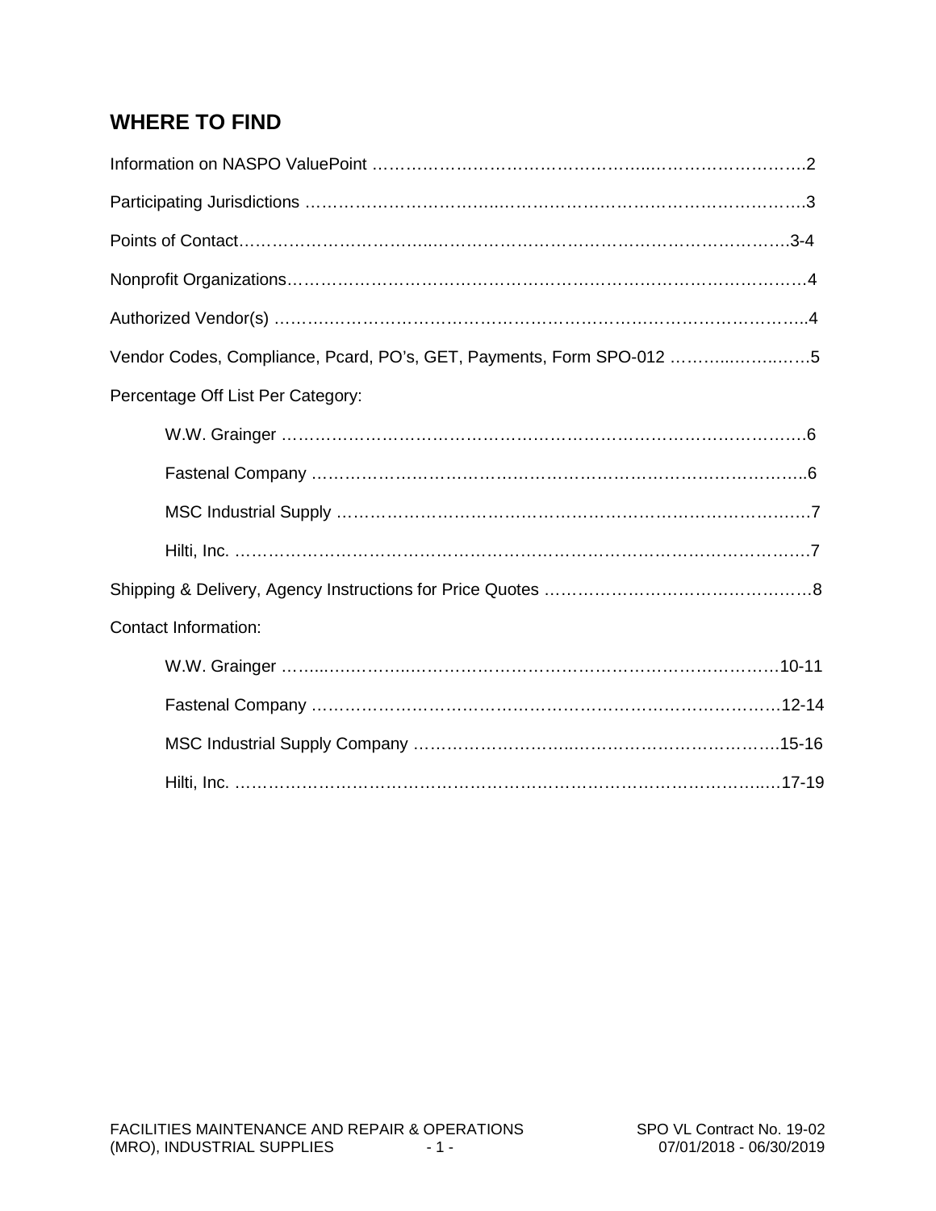## WHERE TO FIND

Information on NASPO ValuePoint ……………………………………………………………………2

Participating Jurisdictions ……………………………………………………………………………3

Points of Contact…………………………………………………………………………………….3-4

Nonprofit Organizations……………………………………………………………………………….4

Authorized Vendor(s) ………………………………………………………………………………….4

Vendor Codes, Compliance, Pcard, PO's, GET, Payments, Form SPO-012 ……………………5

Percentage Off List Per Category:

- W.W. Grainger ……………………………………………………………………………………6
- Fastenal Company ………………………………………………………………………………..6
- MSC Industrial Supply ……………………………………………………………………………7
- Hilti, Inc. …………………………………………………………………………………………….7

Shipping & Delivery, Agency Instructions for Price Quotes ………………………………………8

Contact Information:

- W.W. Grainger ………………………………………………………………………………10-11
- Fastenal Company …………………………………………………………………………12-14
- MSC Industrial Supply Company ………………………………………………………….15-16
- Hilti, Inc. ……………………………………………………………………………………….17-19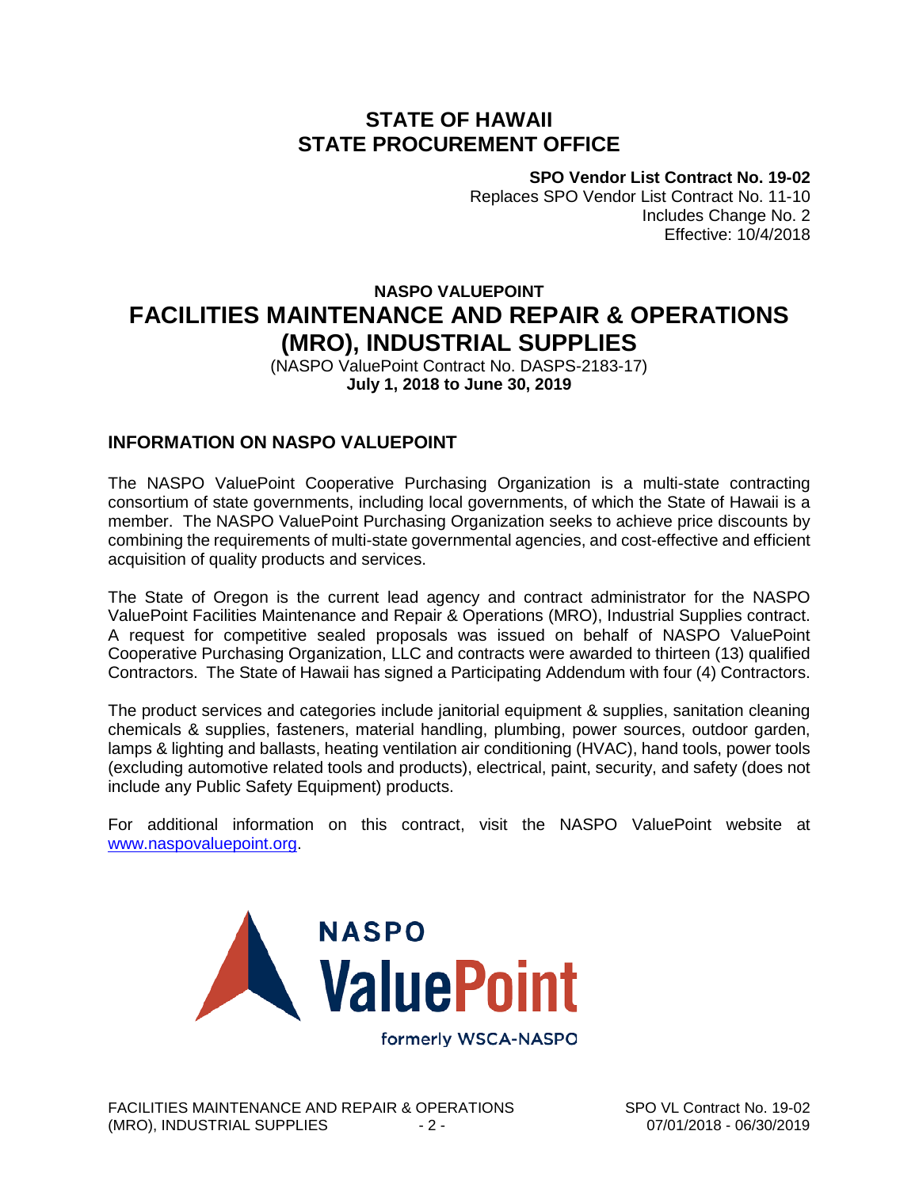# STATE OF HAWAII
# STATE PROCUREMENT OFFICE

**SPO Vendor List Contract No. 19-02**
Replaces SPO Vendor List Contract No. 11-10
Includes Change No. 2
Effective: 10/4/2018

**NASPO VALUEPOINT**

## FACILITIES MAINTENANCE AND REPAIR & OPERATIONS (MRO), INDUSTRIAL SUPPLIES

(NASPO ValuePoint Contract No. DASPS-2183-17)
**July 1, 2018 to June 30, 2019**

### INFORMATION ON NASPO VALUEPOINT

The NASPO ValuePoint Cooperative Purchasing Organization is a multi-state contracting consortium of state governments, including local governments, of which the State of Hawaii is a member. The NASPO ValuePoint Purchasing Organization seeks to achieve price discounts by combining the requirements of multi-state governmental agencies, and cost-effective and efficient acquisition of quality products and services.

The State of Oregon is the current lead agency and contract administrator for the NASPO ValuePoint Facilities Maintenance and Repair & Operations (MRO), Industrial Supplies contract. A request for competitive sealed proposals was issued on behalf of NASPO ValuePoint Cooperative Purchasing Organization, LLC and contracts were awarded to thirteen (13) qualified Contractors. The State of Hawaii has signed a Participating Addendum with four (4) Contractors.

The product services and categories include janitorial equipment & supplies, sanitation cleaning chemicals & supplies, fasteners, material handling, plumbing, power sources, outdoor garden, lamps & lighting and ballasts, heating ventilation air conditioning (HVAC), hand tools, power tools (excluding automotive related tools and products), electrical, paint, security, and safety (does not include any Public Safety Equipment) products.

For additional information on this contract, visit the NASPO ValuePoint website at [www.naspovaluepoint.org](http://www.naspovaluepoint.org).

NASPO ValuePoint
formerly WSCA-NASPO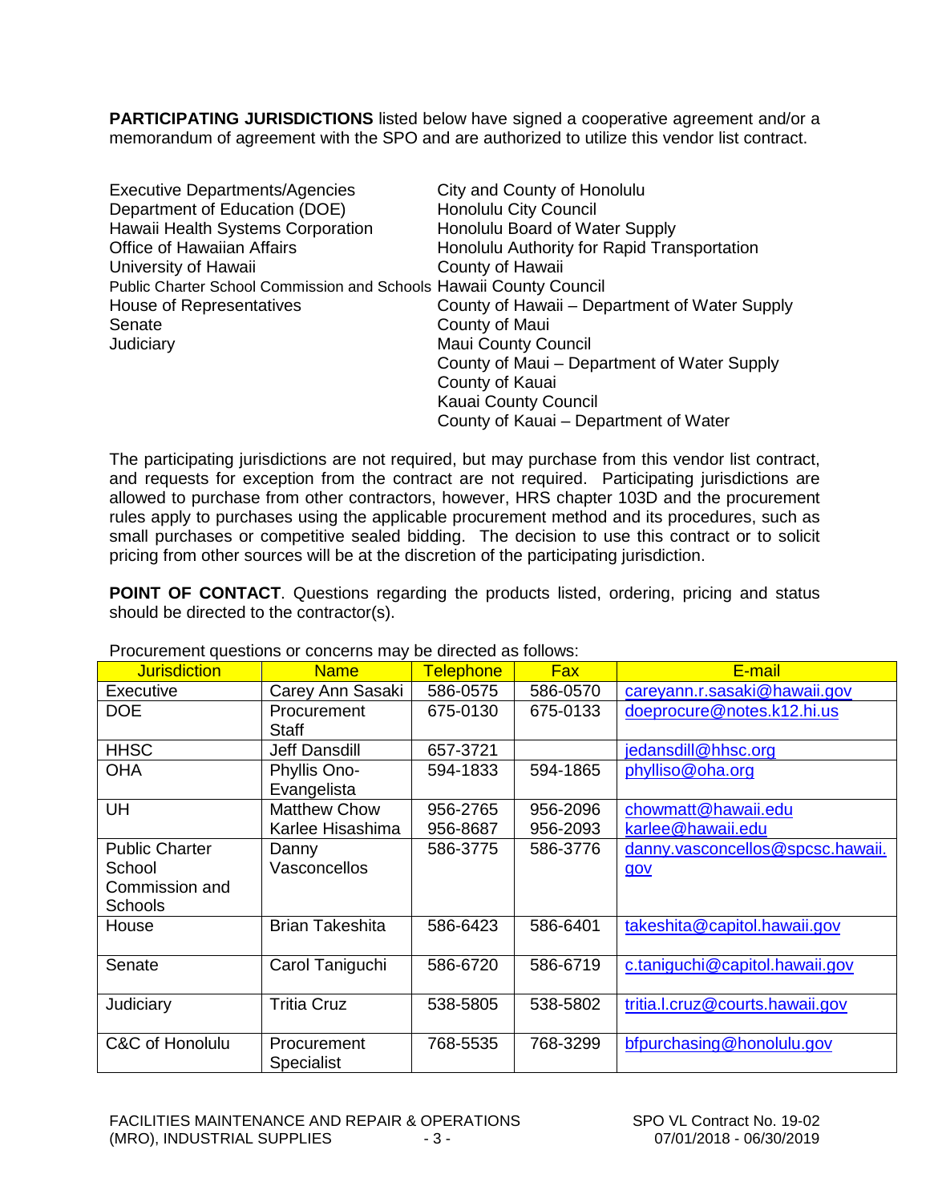**PARTICIPATING JURISDICTIONS** listed below have signed a cooperative agreement and/or a memorandum of agreement with the SPO and are authorized to utilize this vendor list contract.

Executive Departments/Agencies
Department of Education (DOE)
Hawaii Health Systems Corporation
Office of Hawaiian Affairs
University of Hawaii
Public Charter School Commission and Schools
House of Representatives
Senate
Judiciary

City and County of Honolulu
Honolulu City Council
Honolulu Board of Water Supply
Honolulu Authority for Rapid Transportation
County of Hawaii
Hawaii County Council
County of Hawaii – Department of Water Supply
County of Maui
Maui County Council
County of Maui – Department of Water Supply
County of Kauai
Kauai County Council
County of Kauai – Department of Water

The participating jurisdictions are not required, but may purchase from this vendor list contract, and requests for exception from the contract are not required. Participating jurisdictions are allowed to purchase from other contractors, however, HRS chapter 103D and the procurement rules apply to purchases using the applicable procurement method and its procedures, such as small purchases or competitive sealed bidding. The decision to use this contract or to solicit pricing from other sources will be at the discretion of the participating jurisdiction.

**POINT OF CONTACT**. Questions regarding the products listed, ordering, pricing and status should be directed to the contractor(s).

Procurement questions or concerns may be directed as follows:

| Jurisdiction | Name | Telephone | Fax | E-mail |
|---|---|---|---|---|
| Executive | Carey Ann Sasaki | 586-0575 | 586-0570 | careyann.r.sasaki@hawaii.gov |
| DOE | Procurement Staff | 675-0130 | 675-0133 | doeprocure@notes.k12.hi.us |
| HHSC | Jeff Dansdill | 657-3721 | | jedansdill@hhsc.org |
| OHA | Phyllis Ono-Evangelista | 594-1833 | 594-1865 | phylliso@oha.org |
| UH | Matthew Chow<br>Karlee Hisashima | 956-2765<br>956-8687 | 956-2096<br>956-2093 | chowmatt@hawaii.edu<br>karlee@hawaii.edu |
| Public Charter School Commission and Schools | Danny Vasconcellos | 586-3775 | 586-3776 | danny.vasconcellos@spcsc.hawaii.gov |
| House | Brian Takeshita | 586-6423 | 586-6401 | takeshita@capitol.hawaii.gov |
| Senate | Carol Taniguchi | 586-6720 | 586-6719 | c.taniguchi@capitol.hawaii.gov |
| Judiciary | Tritia Cruz | 538-5805 | 538-5802 | tritia.l.cruz@courts.hawaii.gov |
| C&C of Honolulu | Procurement Specialist | 768-5535 | 768-3299 | bfpurchasing@honolulu.gov |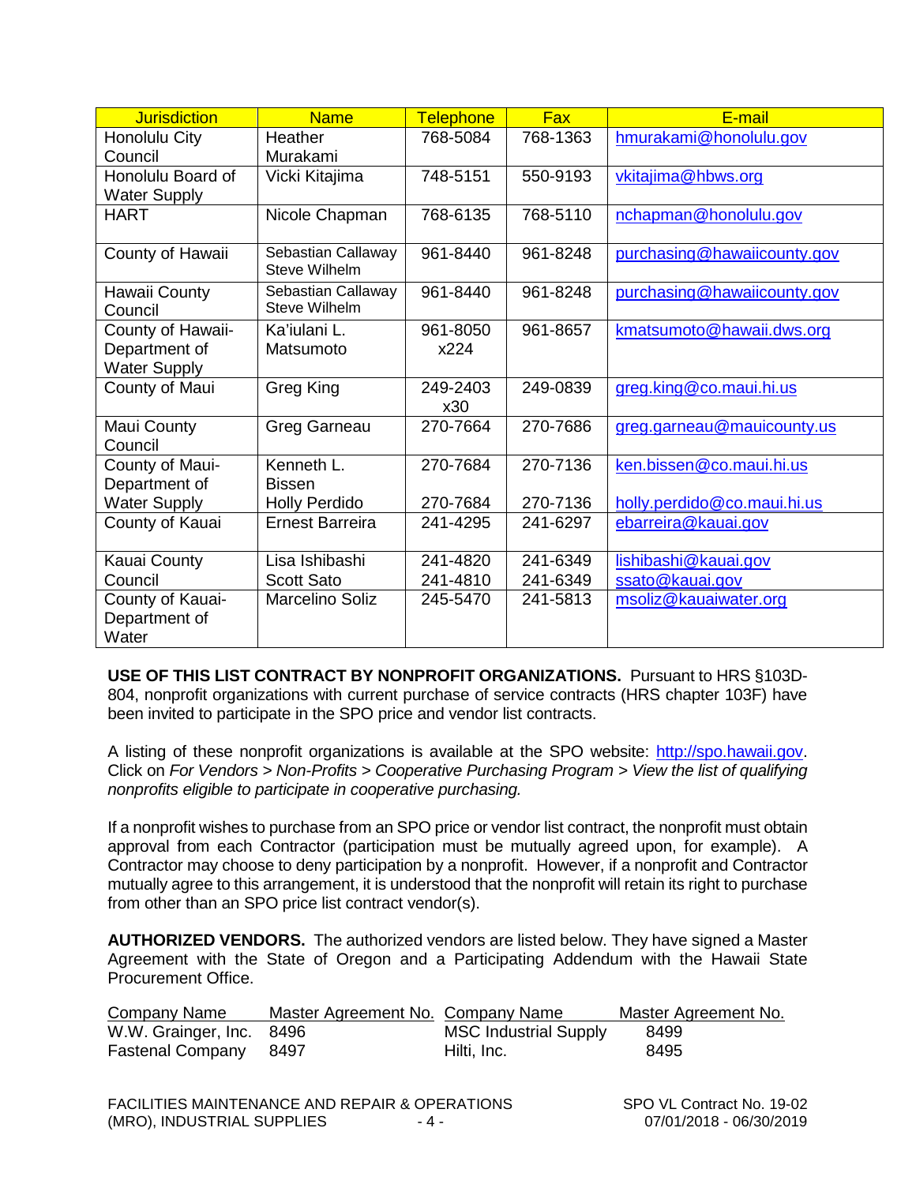| Jurisdiction | Name | Telephone | Fax | E-mail |
|---|---|---|---|---|
| Honolulu City Council | Heather Murakami | 768-5084 | 768-1363 | hmurakami@honolulu.gov |
| Honolulu Board of Water Supply | Vicki Kitajima | 748-5151 | 550-9193 | vkitajima@hbws.org |
| HART | Nicole Chapman | 768-6135 | 768-5110 | nchapman@honolulu.gov |
| County of Hawaii | Sebastian Callaway<br>Steve Wilhelm | 961-8440 | 961-8248 | purchasing@hawaiicounty.gov |
| Hawaii County Council | Sebastian Callaway<br>Steve Wilhelm | 961-8440 | 961-8248 | purchasing@hawaiicounty.gov |
| County of Hawaii-Department of Water Supply | Ka'iulani L. Matsumoto | 961-8050 x224 | 961-8657 | kmatsumoto@hawaii.dws.org |
| County of Maui | Greg King | 249-2403 x30 | 249-0839 | greg.king@co.maui.hi.us |
| Maui County Council | Greg Garneau | 270-7664 | 270-7686 | greg.garneau@mauicounty.us |
| County of Maui-Department of Water Supply | Kenneth L. Bissen<br>Holly Perdido | 270-7684<br>270-7684 | 270-7136<br>270-7136 | ken.bissen@co.maui.hi.us<br>holly.perdido@co.maui.hi.us |
| County of Kauai | Ernest Barreira | 241-4295 | 241-6297 | ebarreira@kauai.gov |
| Kauai County Council | Lisa Ishibashi<br>Scott Sato | 241-4820<br>241-4810 | 241-6349<br>241-6349 | lishibashi@kauai.gov<br>ssato@kauai.gov |
| County of Kauai-Department of Water | Marcelino Soliz | 245-5470 | 241-5813 | msoliz@kauaiwater.org |

**USE OF THIS LIST CONTRACT BY NONPROFIT ORGANIZATIONS.** Pursuant to HRS §103D-804, nonprofit organizations with current purchase of service contracts (HRS chapter 103F) have been invited to participate in the SPO price and vendor list contracts.

A listing of these nonprofit organizations is available at the SPO website: http://spo.hawaii.gov. Click on *For Vendors > Non-Profits > Cooperative Purchasing Program > View the list of qualifying nonprofits eligible to participate in cooperative purchasing.*

If a nonprofit wishes to purchase from an SPO price or vendor list contract, the nonprofit must obtain approval from each Contractor (participation must be mutually agreed upon, for example). A Contractor may choose to deny participation by a nonprofit. However, if a nonprofit and Contractor mutually agree to this arrangement, it is understood that the nonprofit will retain its right to purchase from other than an SPO price list contract vendor(s).

**AUTHORIZED VENDORS.** The authorized vendors are listed below. They have signed a Master Agreement with the State of Oregon and a Participating Addendum with the Hawaii State Procurement Office.

| Company Name | Master Agreement No. | Company Name | Master Agreement No. |
|---|---|---|---|
| W.W. Grainger, Inc. | 8496 | MSC Industrial Supply | 8499 |
| Fastenal Company | 8497 | Hilti, Inc. | 8495 |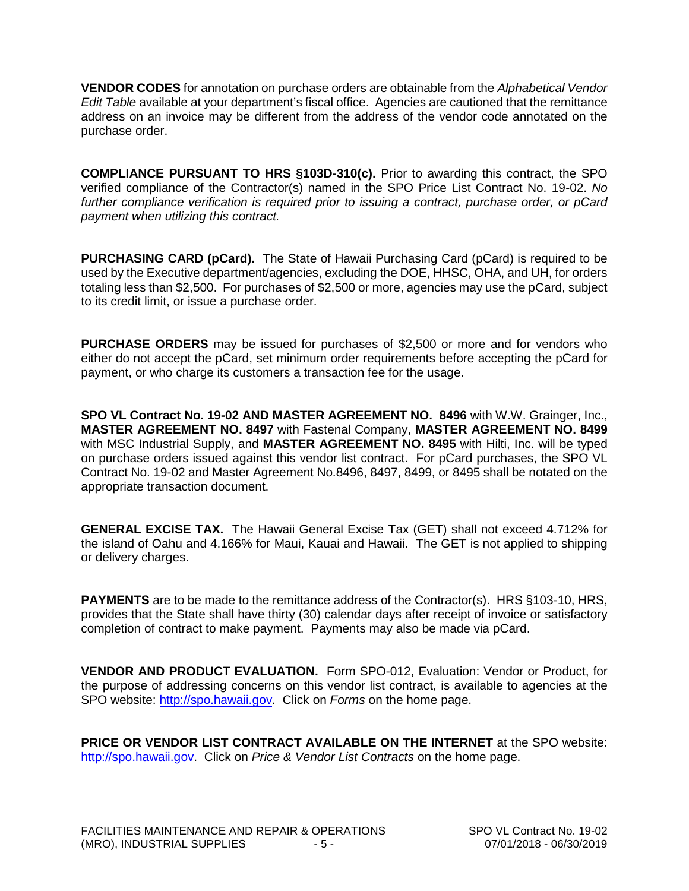**VENDOR CODES** for annotation on purchase orders are obtainable from the *Alphabetical Vendor Edit Table* available at your department's fiscal office. Agencies are cautioned that the remittance address on an invoice may be different from the address of the vendor code annotated on the purchase order.

**COMPLIANCE PURSUANT TO HRS §103D-310(c).** Prior to awarding this contract, the SPO verified compliance of the Contractor(s) named in the SPO Price List Contract No. 19-02. *No further compliance verification is required prior to issuing a contract, purchase order, or pCard payment when utilizing this contract.*

**PURCHASING CARD (pCard).** The State of Hawaii Purchasing Card (pCard) is required to be used by the Executive department/agencies, excluding the DOE, HHSC, OHA, and UH, for orders totaling less than $2,500. For purchases of $2,500 or more, agencies may use the pCard, subject to its credit limit, or issue a purchase order.

**PURCHASE ORDERS** may be issued for purchases of $2,500 or more and for vendors who either do not accept the pCard, set minimum order requirements before accepting the pCard for payment, or who charge its customers a transaction fee for the usage.

**SPO VL Contract No. 19-02 AND MASTER AGREEMENT NO. 8496** with W.W. Grainger, Inc., **MASTER AGREEMENT NO. 8497** with Fastenal Company, **MASTER AGREEMENT NO. 8499** with MSC Industrial Supply, and **MASTER AGREEMENT NO. 8495** with Hilti, Inc. will be typed on purchase orders issued against this vendor list contract. For pCard purchases, the SPO VL Contract No. 19-02 and Master Agreement No.8496, 8497, 8499, or 8495 shall be notated on the appropriate transaction document.

**GENERAL EXCISE TAX.** The Hawaii General Excise Tax (GET) shall not exceed 4.712% for the island of Oahu and 4.166% for Maui, Kauai and Hawaii. The GET is not applied to shipping or delivery charges.

**PAYMENTS** are to be made to the remittance address of the Contractor(s). HRS §103-10, HRS, provides that the State shall have thirty (30) calendar days after receipt of invoice or satisfactory completion of contract to make payment. Payments may also be made via pCard.

**VENDOR AND PRODUCT EVALUATION.** Form SPO-012, Evaluation: Vendor or Product, for the purpose of addressing concerns on this vendor list contract, is available to agencies at the SPO website: http://spo.hawaii.gov. Click on *Forms* on the home page.

**PRICE OR VENDOR LIST CONTRACT AVAILABLE ON THE INTERNET** at the SPO website: http://spo.hawaii.gov. Click on *Price & Vendor List Contracts* on the home page.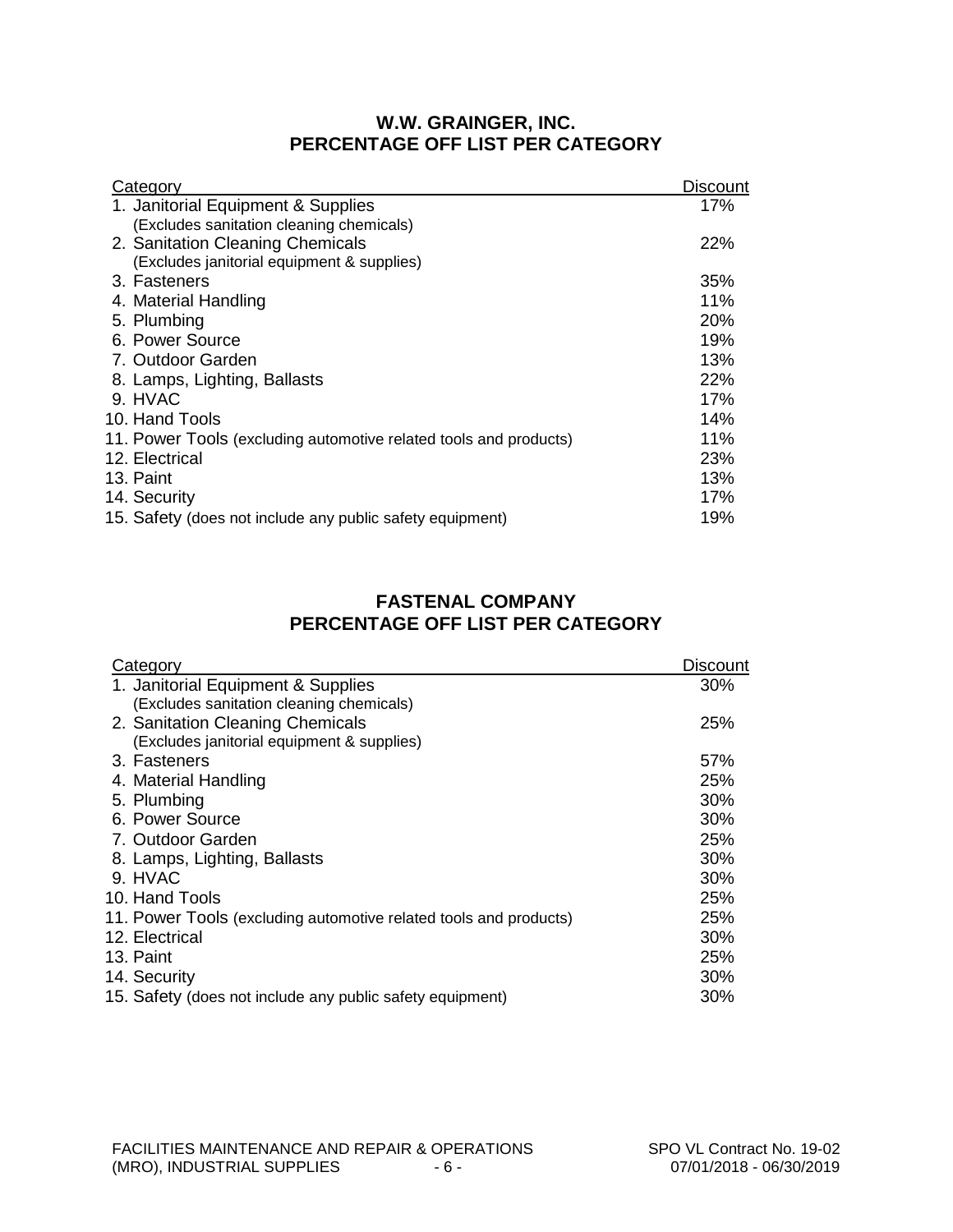## W.W. GRAINGER, INC.
## PERCENTAGE OFF LIST PER CATEGORY

| Category | Discount |
| --- | --- |
| 1. Janitorial Equipment & Supplies (Excludes sanitation cleaning chemicals) | 17% |
| 2. Sanitation Cleaning Chemicals (Excludes janitorial equipment & supplies) | 22% |
| 3. Fasteners | 35% |
| 4. Material Handling | 11% |
| 5. Plumbing | 20% |
| 6. Power Source | 19% |
| 7. Outdoor Garden | 13% |
| 8. Lamps, Lighting, Ballasts | 22% |
| 9. HVAC | 17% |
| 10. Hand Tools | 14% |
| 11. Power Tools (excluding automotive related tools and products) | 11% |
| 12. Electrical | 23% |
| 13. Paint | 13% |
| 14. Security | 17% |
| 15. Safety (does not include any public safety equipment) | 19% |

## FASTENAL COMPANY
## PERCENTAGE OFF LIST PER CATEGORY

| Category | Discount |
| --- | --- |
| 1. Janitorial Equipment & Supplies (Excludes sanitation cleaning chemicals) | 30% |
| 2. Sanitation Cleaning Chemicals (Excludes janitorial equipment & supplies) | 25% |
| 3. Fasteners | 57% |
| 4. Material Handling | 25% |
| 5. Plumbing | 30% |
| 6. Power Source | 30% |
| 7. Outdoor Garden | 25% |
| 8. Lamps, Lighting, Ballasts | 30% |
| 9. HVAC | 30% |
| 10. Hand Tools | 25% |
| 11. Power Tools (excluding automotive related tools and products) | 25% |
| 12. Electrical | 30% |
| 13. Paint | 25% |
| 14. Security | 30% |
| 15. Safety (does not include any public safety equipment) | 30% |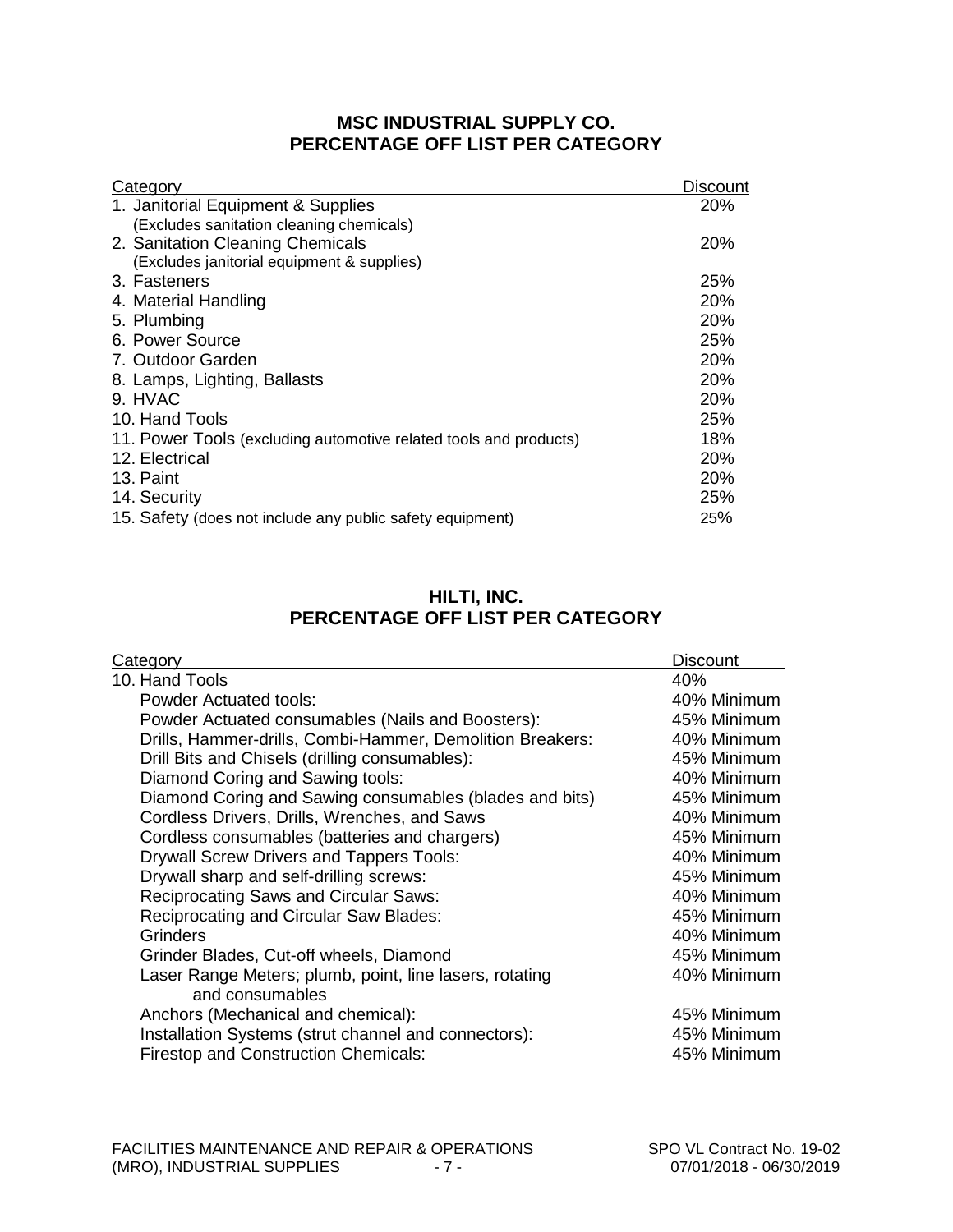## MSC INDUSTRIAL SUPPLY CO.
## PERCENTAGE OFF LIST PER CATEGORY

| Category | Discount |
| --- | --- |
| 1. Janitorial Equipment & Supplies (Excludes sanitation cleaning chemicals) | 20% |
| 2. Sanitation Cleaning Chemicals (Excludes janitorial equipment & supplies) | 20% |
| 3. Fasteners | 25% |
| 4. Material Handling | 20% |
| 5. Plumbing | 20% |
| 6. Power Source | 25% |
| 7. Outdoor Garden | 20% |
| 8. Lamps, Lighting, Ballasts | 20% |
| 9. HVAC | 20% |
| 10. Hand Tools | 25% |
| 11. Power Tools (excluding automotive related tools and products) | 18% |
| 12. Electrical | 20% |
| 13. Paint | 20% |
| 14. Security | 25% |
| 15. Safety (does not include any public safety equipment) | 25% |

## HILTI, INC.
## PERCENTAGE OFF LIST PER CATEGORY

| Category | Discount |
| --- | --- |
| 10. Hand Tools | 40% |
| Powder Actuated tools: | 40% Minimum |
| Powder Actuated consumables (Nails and Boosters): | 45% Minimum |
| Drills, Hammer-drills, Combi-Hammer, Demolition Breakers: | 40% Minimum |
| Drill Bits and Chisels (drilling consumables): | 45% Minimum |
| Diamond Coring and Sawing tools: | 40% Minimum |
| Diamond Coring and Sawing consumables (blades and bits) | 45% Minimum |
| Cordless Drivers, Drills, Wrenches, and Saws | 40% Minimum |
| Cordless consumables (batteries and chargers) | 45% Minimum |
| Drywall Screw Drivers and Tappers Tools: | 40% Minimum |
| Drywall sharp and self-drilling screws: | 45% Minimum |
| Reciprocating Saws and Circular Saws: | 40% Minimum |
| Reciprocating and Circular Saw Blades: | 45% Minimum |
| Grinders | 40% Minimum |
| Grinder Blades, Cut-off wheels, Diamond | 45% Minimum |
| Laser Range Meters; plumb, point, line lasers, rotating and consumables | 40% Minimum |
| Anchors (Mechanical and chemical): | 45% Minimum |
| Installation Systems (strut channel and connectors): | 45% Minimum |
| Firestop and Construction Chemicals: | 45% Minimum |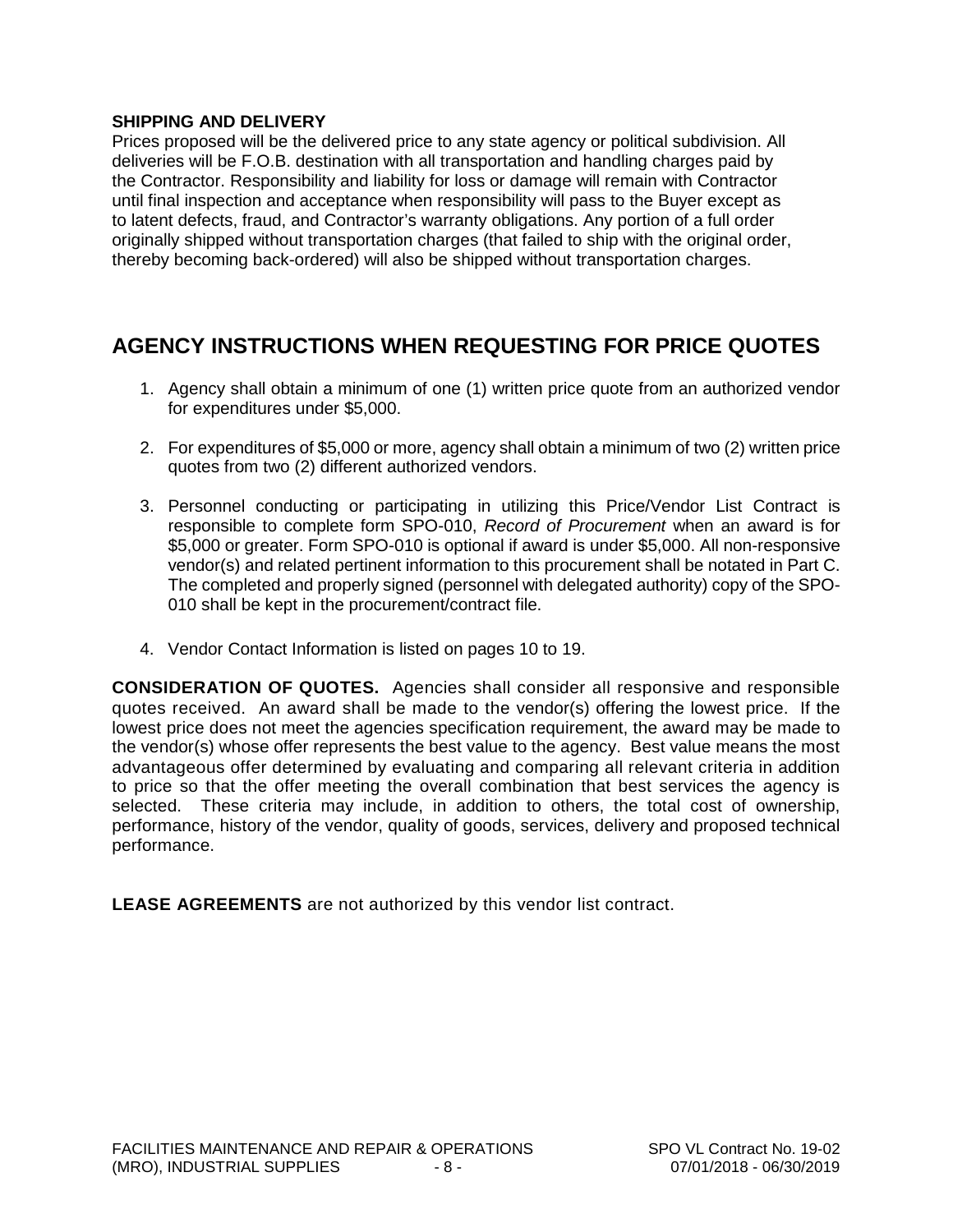**SHIPPING AND DELIVERY**

Prices proposed will be the delivered price to any state agency or political subdivision. All deliveries will be F.O.B. destination with all transportation and handling charges paid by the Contractor. Responsibility and liability for loss or damage will remain with Contractor until final inspection and acceptance when responsibility will pass to the Buyer except as to latent defects, fraud, and Contractor's warranty obligations. Any portion of a full order originally shipped without transportation charges (that failed to ship with the original order, thereby becoming back-ordered) will also be shipped without transportation charges.

## AGENCY INSTRUCTIONS WHEN REQUESTING FOR PRICE QUOTES

1. Agency shall obtain a minimum of one (1) written price quote from an authorized vendor for expenditures under $5,000.

2. For expenditures of $5,000 or more, agency shall obtain a minimum of two (2) written price quotes from two (2) different authorized vendors.

3. Personnel conducting or participating in utilizing this Price/Vendor List Contract is responsible to complete form SPO-010, *Record of Procurement* when an award is for $5,000 or greater. Form SPO-010 is optional if award is under $5,000. All non-responsive vendor(s) and related pertinent information to this procurement shall be notated in Part C. The completed and properly signed (personnel with delegated authority) copy of the SPO-010 shall be kept in the procurement/contract file.

4. Vendor Contact Information is listed on pages 10 to 19.

**CONSIDERATION OF QUOTES.** Agencies shall consider all responsive and responsible quotes received. An award shall be made to the vendor(s) offering the lowest price. If the lowest price does not meet the agencies specification requirement, the award may be made to the vendor(s) whose offer represents the best value to the agency. Best value means the most advantageous offer determined by evaluating and comparing all relevant criteria in addition to price so that the offer meeting the overall combination that best services the agency is selected. These criteria may include, in addition to others, the total cost of ownership, performance, history of the vendor, quality of goods, services, delivery and proposed technical performance.

**LEASE AGREEMENTS** are not authorized by this vendor list contract.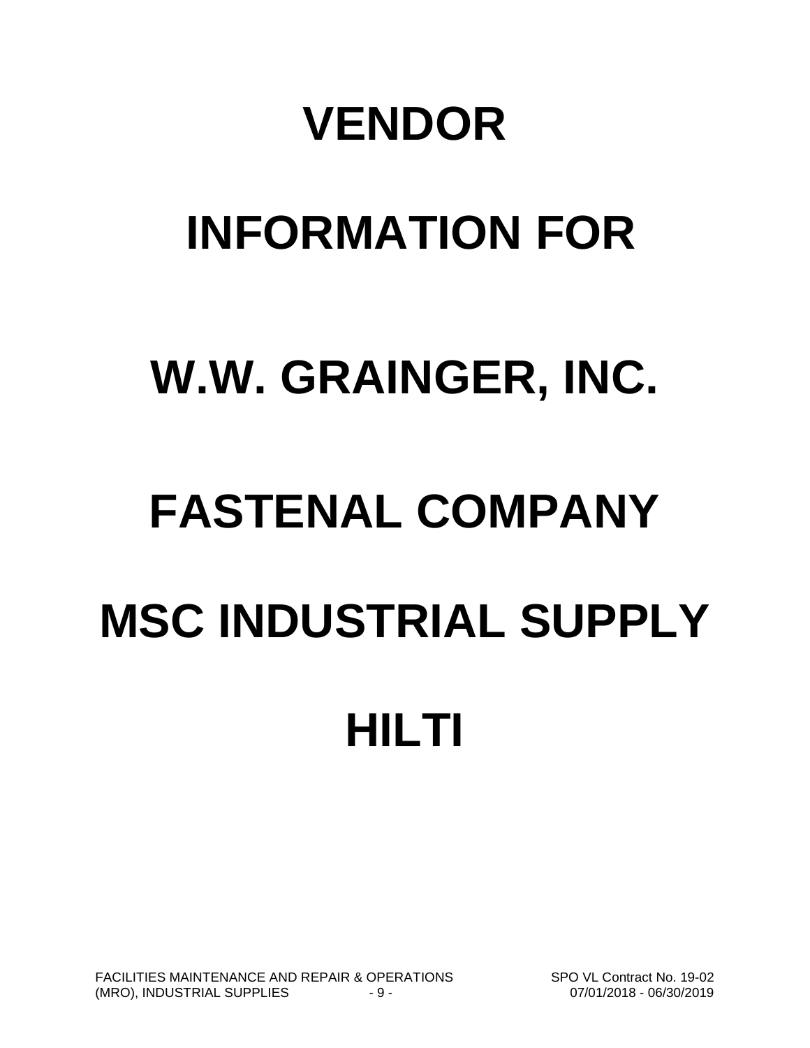# VENDOR

# INFORMATION FOR

# W.W. GRAINGER, INC.

# FASTENAL COMPANY

# MSC INDUSTRIAL SUPPLY

# HILTI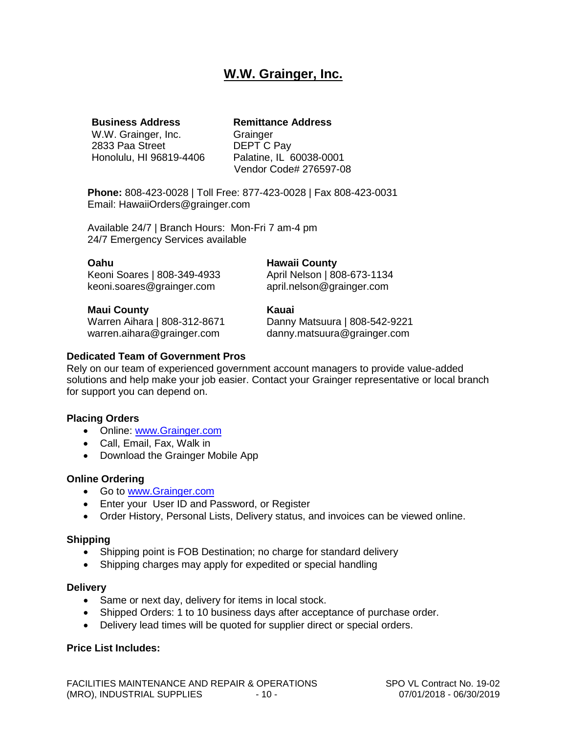# W.W. Grainger, Inc.

**Business Address**
W.W. Grainger, Inc.
2833 Paa Street
Honolulu, HI 96819-4406

**Remittance Address**
Grainger
DEPT C Pay
Palatine, IL 60038-0001
Vendor Code# 276597-08

**Phone:** 808-423-0028 | Toll Free: 877-423-0028 | Fax 808-423-0031
Email: HawaiiOrders@grainger.com

Available 24/7 | Branch Hours: Mon-Fri 7 am-4 pm
24/7 Emergency Services available

**Oahu**
Keoni Soares | 808-349-4933
keoni.soares@grainger.com

**Hawaii County**
April Nelson | 808-673-1134
april.nelson@grainger.com

**Maui County**
Warren Aihara | 808-312-8671
warren.aihara@grainger.com

**Kauai**
Danny Matsuura | 808-542-9221
danny.matsuura@grainger.com

**Dedicated Team of Government Pros**
Rely on our team of experienced government account managers to provide value-added solutions and help make your job easier. Contact your Grainger representative or local branch for support you can depend on.

**Placing Orders**

- Online: www.Grainger.com
- Call, Email, Fax, Walk in
- Download the Grainger Mobile App

**Online Ordering**

- Go to www.Grainger.com
- Enter your User ID and Password, or Register
- Order History, Personal Lists, Delivery status, and invoices can be viewed online.

**Shipping**

- Shipping point is FOB Destination; no charge for standard delivery
- Shipping charges may apply for expedited or special handling

**Delivery**

- Same or next day, delivery for items in local stock.
- Shipped Orders: 1 to 10 business days after acceptance of purchase order.
- Delivery lead times will be quoted for supplier direct or special orders.

**Price List Includes:**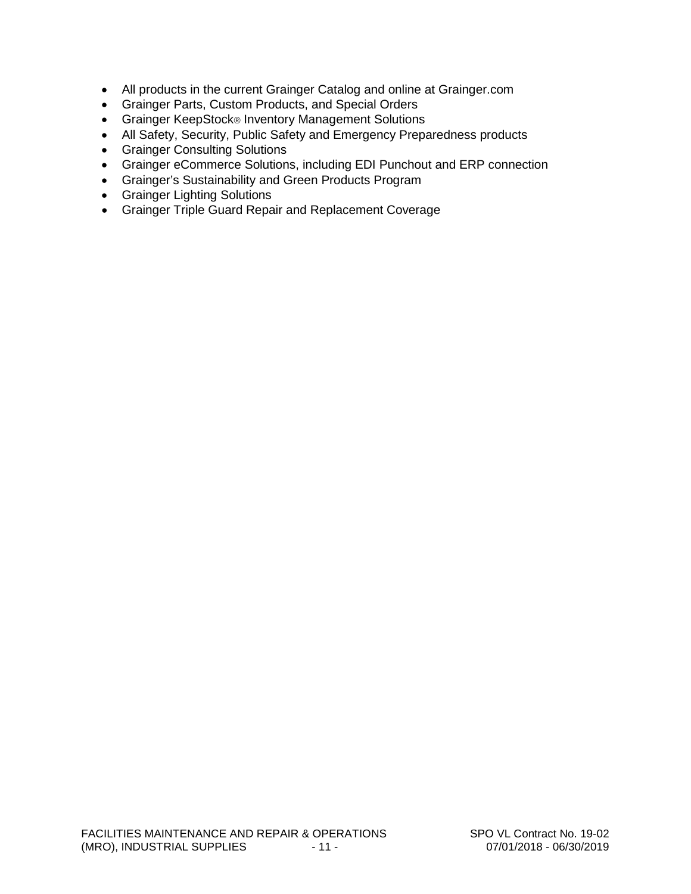- All products in the current Grainger Catalog and online at Grainger.com
- Grainger Parts, Custom Products, and Special Orders
- Grainger KeepStock® Inventory Management Solutions
- All Safety, Security, Public Safety and Emergency Preparedness products
- Grainger Consulting Solutions
- Grainger eCommerce Solutions, including EDI Punchout and ERP connection
- Grainger's Sustainability and Green Products Program
- Grainger Lighting Solutions
- Grainger Triple Guard Repair and Replacement Coverage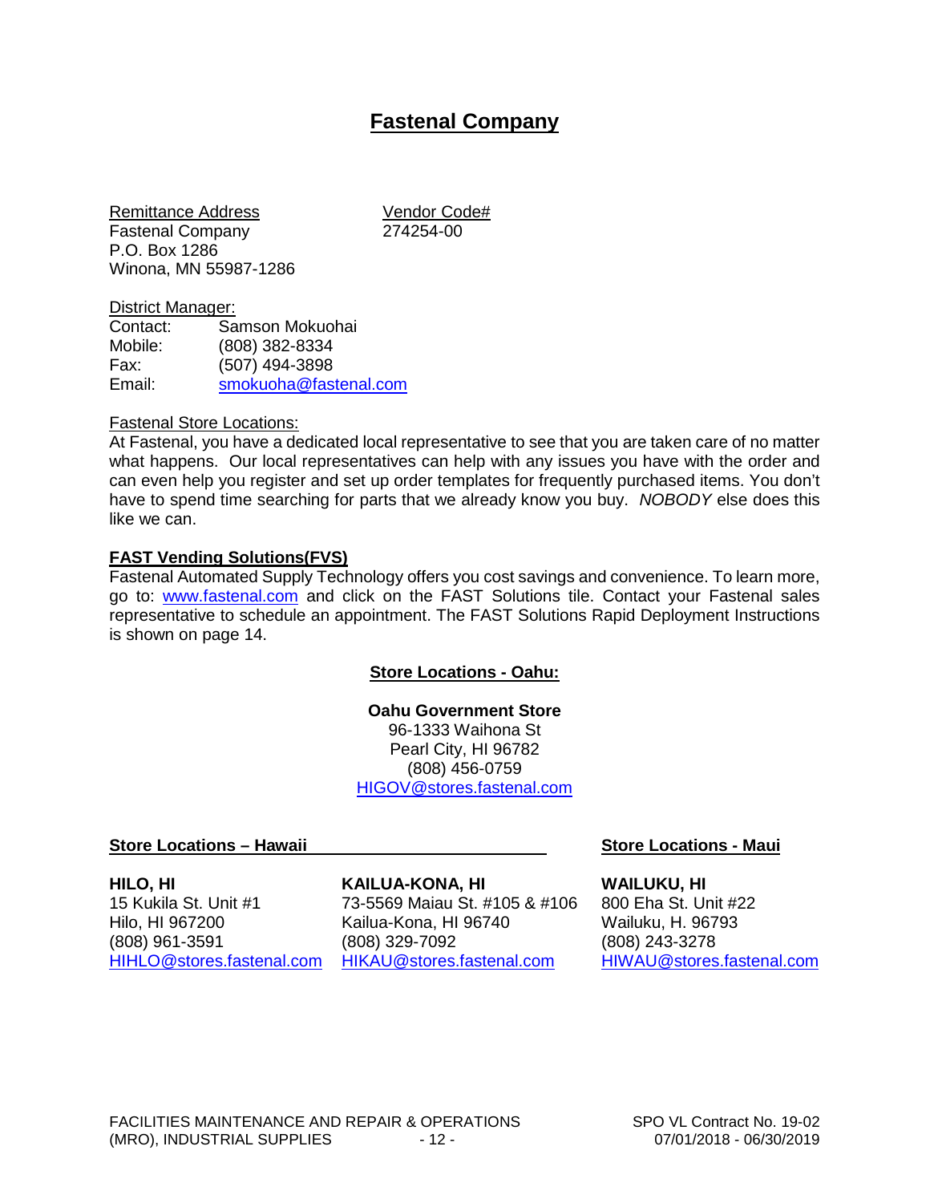# Fastenal Company

Remittance Address
Fastenal Company
P.O. Box 1286
Winona, MN 55987-1286

Vendor Code#
274254-00

District Manager:

Contact: Samson Mokuohai
Mobile: (808) 382-8334
Fax: (507) 494-3898
Email: smokuoha@fastenal.com

Fastenal Store Locations:

At Fastenal, you have a dedicated local representative to see that you are taken care of no matter what happens. Our local representatives can help with any issues you have with the order and can even help you register and set up order templates for frequently purchased items. You don't have to spend time searching for parts that we already know you buy. *NOBODY* else does this like we can.

**FAST Vending Solutions(FVS)**

Fastenal Automated Supply Technology offers you cost savings and convenience. To learn more, go to: www.fastenal.com and click on the FAST Solutions tile. Contact your Fastenal sales representative to schedule an appointment. The FAST Solutions Rapid Deployment Instructions is shown on page 14.

**Store Locations - Oahu:**

**Oahu Government Store**
96-1333 Waihona St
Pearl City, HI 96782
(808) 456-0759
HIGOV@stores.fastenal.com

**Store Locations – Hawaii**

**HILO, HI**
15 Kukila St. Unit #1
Hilo, HI 967200
(808) 961-3591
HIHLO@stores.fastenal.com

**KAILUA-KONA, HI**
73-5569 Maiau St. #105 & #106
Kailua-Kona, HI 96740
(808) 329-7092
HIKAU@stores.fastenal.com

**Store Locations - Maui**

**WAILUKU, HI**
800 Eha St. Unit #22
Wailuku, H. 96793
(808) 243-3278
HIWAU@stores.fastenal.com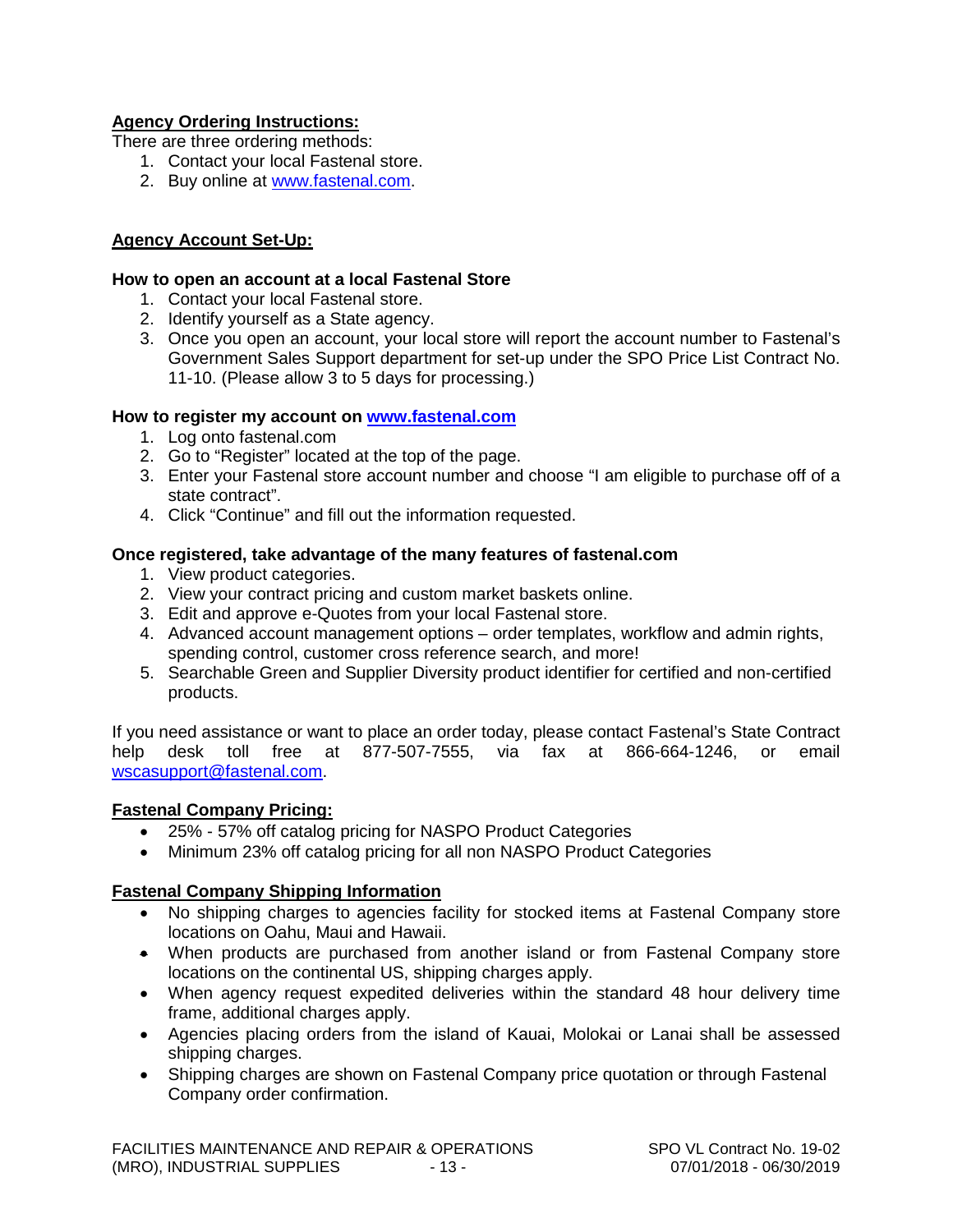**Agency Ordering Instructions:**

There are three ordering methods:

1. Contact your local Fastenal store.
2. Buy online at www.fastenal.com.

**Agency Account Set-Up:**

**How to open an account at a local Fastenal Store**

1. Contact your local Fastenal store.
2. Identify yourself as a State agency.
3. Once you open an account, your local store will report the account number to Fastenal's Government Sales Support department for set-up under the SPO Price List Contract No. 11-10. (Please allow 3 to 5 days for processing.)

**How to register my account on www.fastenal.com**

1. Log onto fastenal.com
2. Go to "Register" located at the top of the page.
3. Enter your Fastenal store account number and choose "I am eligible to purchase off of a state contract".
4. Click "Continue" and fill out the information requested.

**Once registered, take advantage of the many features of fastenal.com**

1. View product categories.
2. View your contract pricing and custom market baskets online.
3. Edit and approve e-Quotes from your local Fastenal store.
4. Advanced account management options – order templates, workflow and admin rights, spending control, customer cross reference search, and more!
5. Searchable Green and Supplier Diversity product identifier for certified and non-certified products.

If you need assistance or want to place an order today, please contact Fastenal's State Contract help desk toll free at 877-507-7555, via fax at 866-664-1246, or email wscasupport@fastenal.com.

**Fastenal Company Pricing:**

- 25% - 57% off catalog pricing for NASPO Product Categories
- Minimum 23% off catalog pricing for all non NASPO Product Categories

**Fastenal Company Shipping Information**

- No shipping charges to agencies facility for stocked items at Fastenal Company store locations on Oahu, Maui and Hawaii.
- When products are purchased from another island or from Fastenal Company store locations on the continental US, shipping charges apply.
- When agency request expedited deliveries within the standard 48 hour delivery time frame, additional charges apply.
- Agencies placing orders from the island of Kauai, Molokai or Lanai shall be assessed shipping charges.
- Shipping charges are shown on Fastenal Company price quotation or through Fastenal Company order confirmation.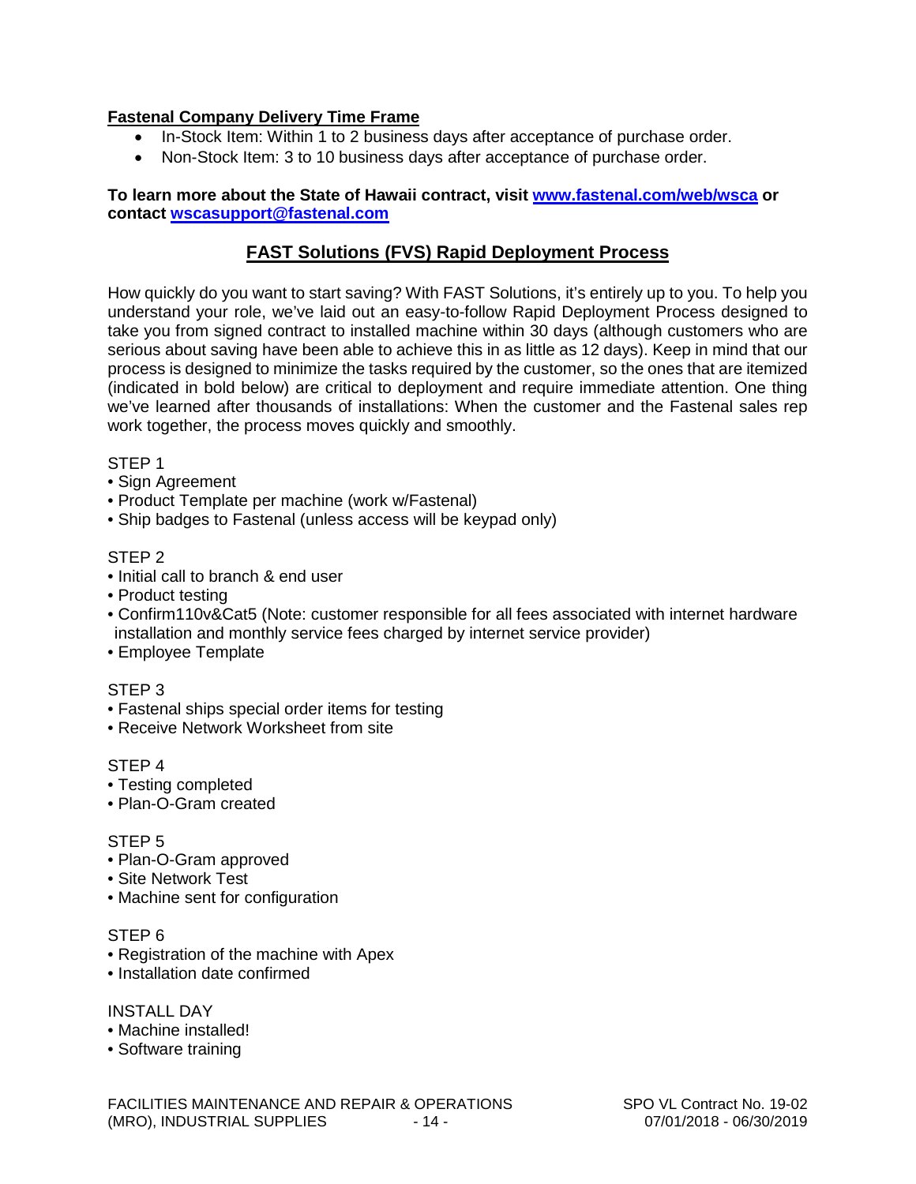**Fastenal Company Delivery Time Frame**

- In-Stock Item: Within 1 to 2 business days after acceptance of purchase order.
- Non-Stock Item: 3 to 10 business days after acceptance of purchase order.

**To learn more about the State of Hawaii contract, visit [www.fastenal.com/web/wsca](www.fastenal.com/web/wsca) or contact [wscasupport@fastenal.com](mailto:wscasupport@fastenal.com)**

## FAST Solutions (FVS) Rapid Deployment Process

How quickly do you want to start saving? With FAST Solutions, it's entirely up to you. To help you understand your role, we've laid out an easy-to-follow Rapid Deployment Process designed to take you from signed contract to installed machine within 30 days (although customers who are serious about saving have been able to achieve this in as little as 12 days). Keep in mind that our process is designed to minimize the tasks required by the customer, so the ones that are itemized (indicated in bold below) are critical to deployment and require immediate attention. One thing we've learned after thousands of installations: When the customer and the Fastenal sales rep work together, the process moves quickly and smoothly.

STEP 1

- Sign Agreement
- Product Template per machine (work w/Fastenal)
- Ship badges to Fastenal (unless access will be keypad only)

STEP 2

- Initial call to branch & end user
- Product testing
- Confirm110v&Cat5 (Note: customer responsible for all fees associated with internet hardware installation and monthly service fees charged by internet service provider)
- Employee Template

STEP 3

- Fastenal ships special order items for testing
- Receive Network Worksheet from site

STEP 4

- Testing completed
- Plan-O-Gram created

STEP 5

- Plan-O-Gram approved
- Site Network Test
- Machine sent for configuration

STEP 6

- Registration of the machine with Apex
- Installation date confirmed

INSTALL DAY

- Machine installed!
- Software training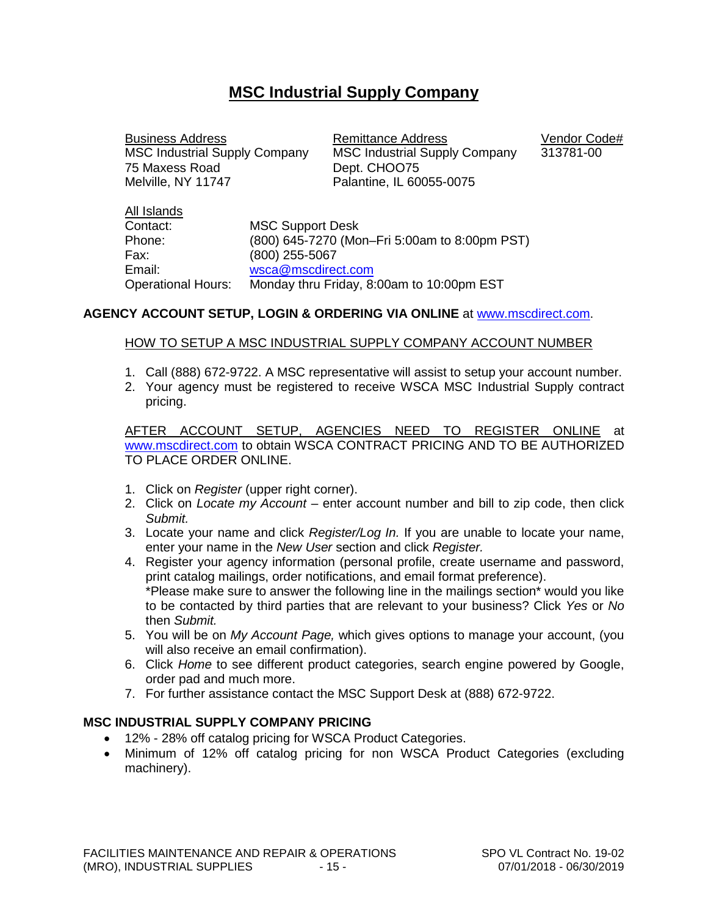# MSC Industrial Supply Company

| Business Address | Remittance Address | Vendor Code# |
|---|---|---|
| MSC Industrial Supply Company | MSC Industrial Supply Company | 313781-00 |
| 75 Maxess Road | Dept. CHOO75 | |
| Melville, NY 11747 | Palantine, IL 60055-0075 | |

All Islands

| | |
|---|---|
| Contact: | MSC Support Desk |
| Phone: | (800) 645-7270 (Mon–Fri 5:00am to 8:00pm PST) |
| Fax: | (800) 255-5067 |
| Email: | wsca@mscdirect.com |
| Operational Hours: | Monday thru Friday, 8:00am to 10:00pm EST |

**AGENCY ACCOUNT SETUP, LOGIN & ORDERING VIA ONLINE** at www.mscdirect.com.

HOW TO SETUP A MSC INDUSTRIAL SUPPLY COMPANY ACCOUNT NUMBER

1. Call (888) 672-9722. A MSC representative will assist to setup your account number.
2. Your agency must be registered to receive WSCA MSC Industrial Supply contract pricing.

AFTER ACCOUNT SETUP, AGENCIES NEED TO REGISTER ONLINE at www.mscdirect.com to obtain WSCA CONTRACT PRICING AND TO BE AUTHORIZED TO PLACE ORDER ONLINE.

1. Click on *Register* (upper right corner).
2. Click on *Locate my Account* – enter account number and bill to zip code, then click *Submit.*
3. Locate your name and click *Register/Log In.* If you are unable to locate your name, enter your name in the *New User* section and click *Register.*
4. Register your agency information (personal profile, create username and password, print catalog mailings, order notifications, and email format preference).
   *Please make sure to answer the following line in the mailings section* would you like to be contacted by third parties that are relevant to your business? Click *Yes* or *No* then *Submit.*
5. You will be on *My Account Page,* which gives options to manage your account, (you will also receive an email confirmation).
6. Click *Home* to see different product categories, search engine powered by Google, order pad and much more.
7. For further assistance contact the MSC Support Desk at (888) 672-9722.

**MSC INDUSTRIAL SUPPLY COMPANY PRICING**

- 12% - 28% off catalog pricing for WSCA Product Categories.
- Minimum of 12% off catalog pricing for non WSCA Product Categories (excluding machinery).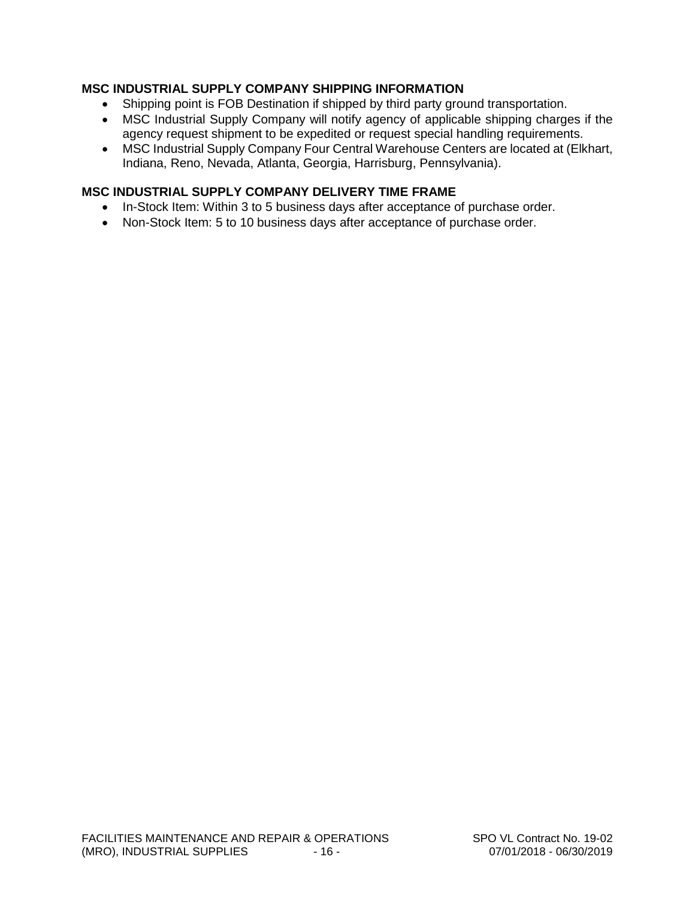### MSC INDUSTRIAL SUPPLY COMPANY SHIPPING INFORMATION

- Shipping point is FOB Destination if shipped by third party ground transportation.
- MSC Industrial Supply Company will notify agency of applicable shipping charges if the agency request shipment to be expedited or request special handling requirements.
- MSC Industrial Supply Company Four Central Warehouse Centers are located at (Elkhart, Indiana, Reno, Nevada, Atlanta, Georgia, Harrisburg, Pennsylvania).

### MSC INDUSTRIAL SUPPLY COMPANY DELIVERY TIME FRAME

- In-Stock Item: Within 3 to 5 business days after acceptance of purchase order.
- Non-Stock Item: 5 to 10 business days after acceptance of purchase order.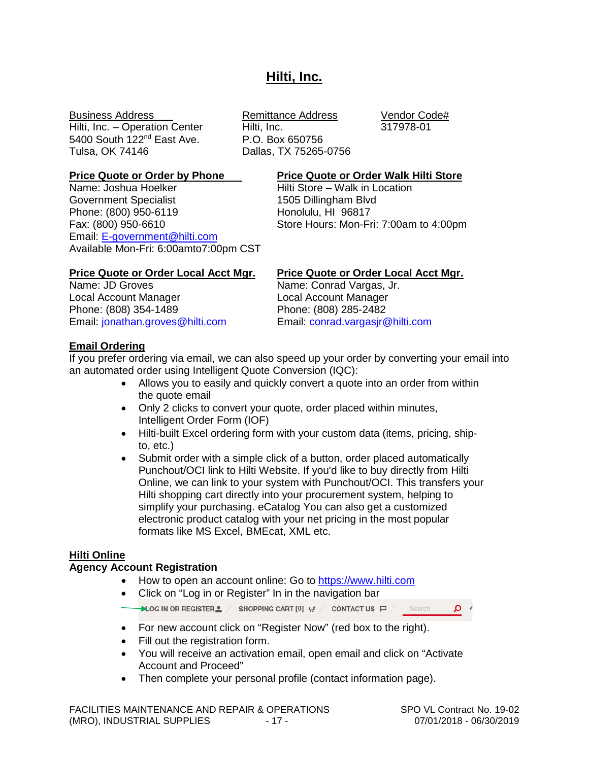# Hilti, Inc.

| Business Address | Remittance Address | Vendor Code# |
|---|---|---|
| Hilti, Inc. – Operation Center<br>5400 South 122nd East Ave.<br>Tulsa, OK 74146 | Hilti, Inc.<br>P.O. Box 650756<br>Dallas, TX 75265-0756 | 317978-01 |

**Price Quote or Order by Phone**
Name: Joshua Hoelker
Government Specialist
Phone: (800) 950-6119
Fax: (800) 950-6610
Email: E-government@hilti.com
Available Mon-Fri: 6:00amto7:00pm CST

**Price Quote or Order Walk Hilti Store**
Hilti Store – Walk in Location
1505 Dillingham Blvd
Honolulu, HI 96817
Store Hours: Mon-Fri: 7:00am to 4:00pm

**Price Quote or Order Local Acct Mgr.**
Name: JD Groves
Local Account Manager
Phone: (808) 354-1489
Email: jonathan.groves@hilti.com

**Price Quote or Order Local Acct Mgr.**
Name: Conrad Vargas, Jr.
Local Account Manager
Phone: (808) 285-2482
Email: conrad.vargasjr@hilti.com

**Email Ordering**
If you prefer ordering via email, we can also speed up your order by converting your email into an automated order using Intelligent Quote Conversion (IQC):

- Allows you to easily and quickly convert a quote into an order from within the quote email
- Only 2 clicks to convert your quote, order placed within minutes, Intelligent Order Form (IOF)
- Hilti-built Excel ordering form with your custom data (items, pricing, ship-to, etc.)
- Submit order with a simple click of a button, order placed automatically Punchout/OCI link to Hilti Website. If you'd like to buy directly from Hilti Online, we can link to your system with Punchout/OCI. This transfers your Hilti shopping cart directly into your procurement system, helping to simplify your purchasing. eCatalog You can also get a customized electronic product catalog with your net pricing in the most popular formats like MS Excel, BMEcat, XML etc.

**Hilti Online**
**Agency Account Registration**

- How to open an account online: Go to https://www.hilti.com
- Click on "Log in or Register" In in the navigation bar

LOG IN OR REGISTER / SHOPPING CART [0] / CONTACT US / Search

- For new account click on "Register Now" (red box to the right).
- Fill out the registration form.
- You will receive an activation email, open email and click on "Activate Account and Proceed"
- Then complete your personal profile (contact information page).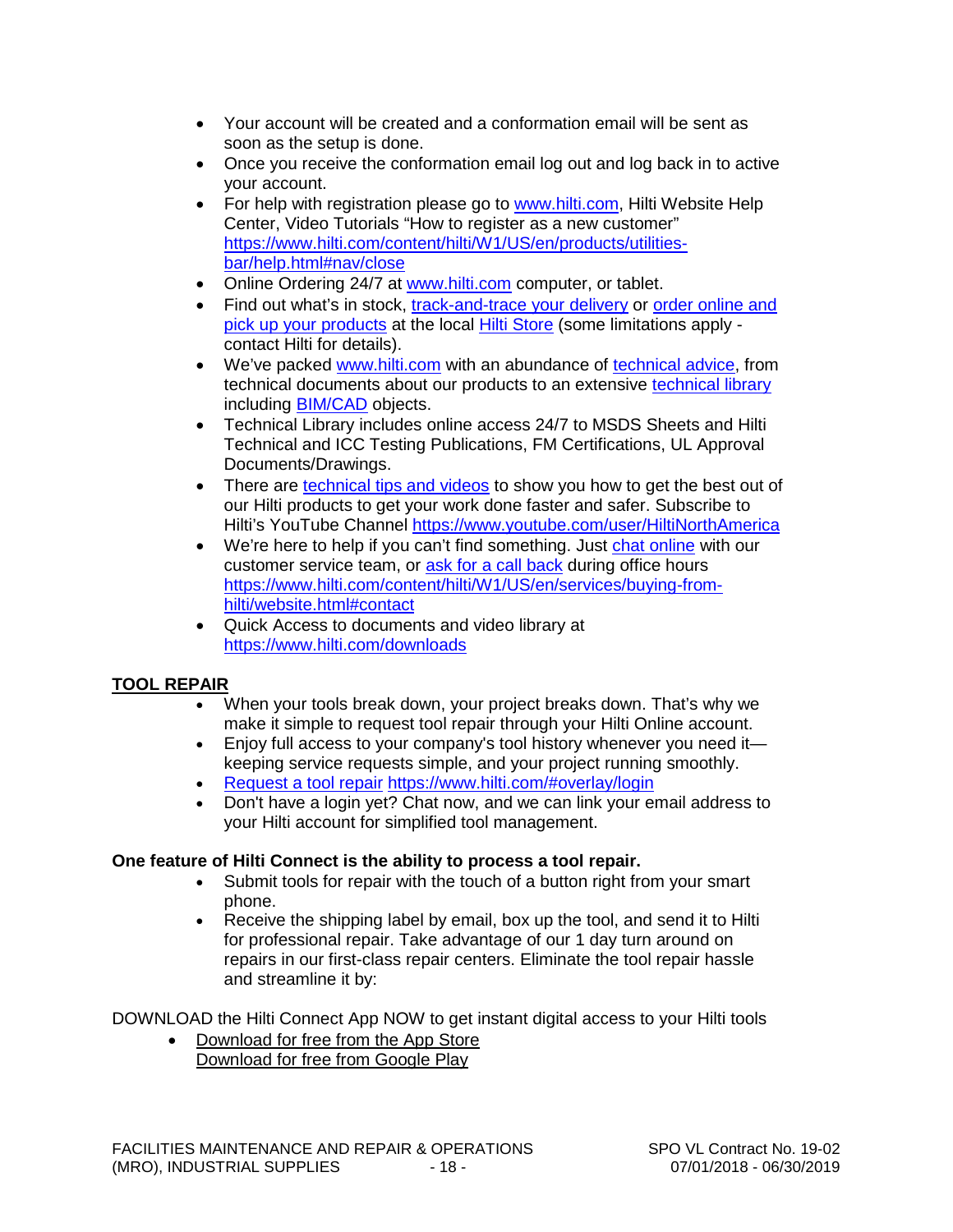- Your account will be created and a conformation email will be sent as soon as the setup is done.
- Once you receive the conformation email log out and log back in to active your account.
- For help with registration please go to www.hilti.com, Hilti Website Help Center, Video Tutorials "How to register as a new customer" https://www.hilti.com/content/hilti/W1/US/en/products/utilities-bar/help.html#nav/close
- Online Ordering 24/7 at www.hilti.com computer, or tablet.
- Find out what's in stock, track-and-trace your delivery or order online and pick up your products at the local Hilti Store (some limitations apply - contact Hilti for details).
- We've packed www.hilti.com with an abundance of technical advice, from technical documents about our products to an extensive technical library including BIM/CAD objects.
- Technical Library includes online access 24/7 to MSDS Sheets and Hilti Technical and ICC Testing Publications, FM Certifications, UL Approval Documents/Drawings.
- There are technical tips and videos to show you how to get the best out of our Hilti products to get your work done faster and safer. Subscribe to Hilti's YouTube Channel https://www.youtube.com/user/HiltiNorthAmerica
- We're here to help if you can't find something. Just chat online with our customer service team, or ask for a call back during office hours https://www.hilti.com/content/hilti/W1/US/en/services/buying-from-hilti/website.html#contact
- Quick Access to documents and video library at https://www.hilti.com/downloads

**TOOL REPAIR**

- When your tools break down, your project breaks down. That's why we make it simple to request tool repair through your Hilti Online account.
- Enjoy full access to your company's tool history whenever you need it—keeping service requests simple, and your project running smoothly.
- Request a tool repair https://www.hilti.com/#overlay/login
- Don't have a login yet? Chat now, and we can link your email address to your Hilti account for simplified tool management.

**One feature of Hilti Connect is the ability to process a tool repair.**

- Submit tools for repair with the touch of a button right from your smart phone.
- Receive the shipping label by email, box up the tool, and send it to Hilti for professional repair. Take advantage of our 1 day turn around on repairs in our first-class repair centers. Eliminate the tool repair hassle and streamline it by:

DOWNLOAD the Hilti Connect App NOW to get instant digital access to your Hilti tools

- Download for free from the App Store
  Download for free from Google Play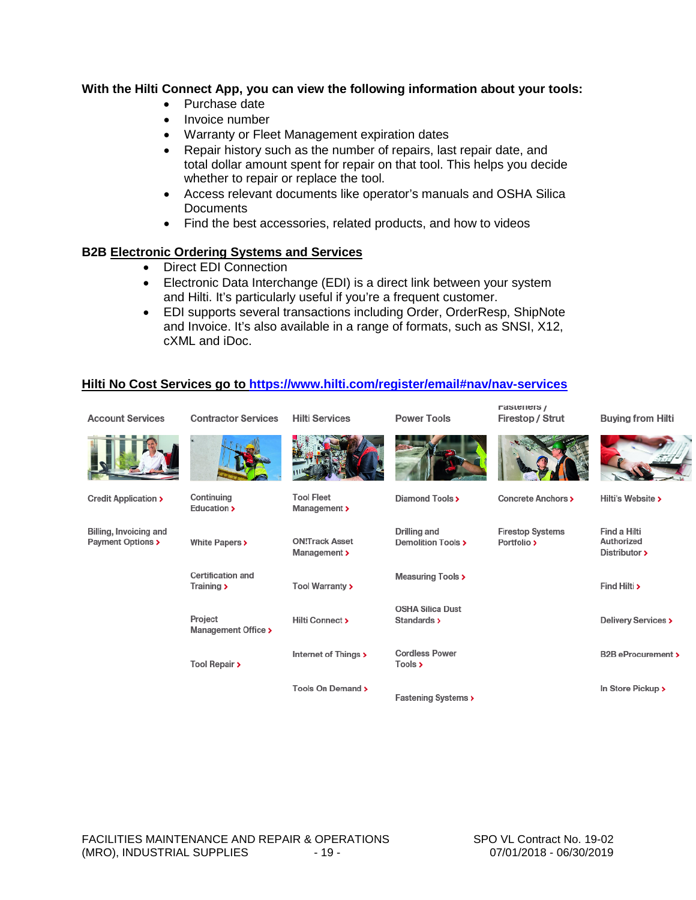**With the Hilti Connect App, you can view the following information about your tools:**

- Purchase date
- Invoice number
- Warranty or Fleet Management expiration dates
- Repair history such as the number of repairs, last repair date, and total dollar amount spent for repair on that tool. This helps you decide whether to repair or replace the tool.
- Access relevant documents like operator's manuals and OSHA Silica Documents
- Find the best accessories, related products, and how to videos

**B2B Electronic Ordering Systems and Services**

- Direct EDI Connection
- Electronic Data Interchange (EDI) is a direct link between your system and Hilti. It's particularly useful if you're a frequent customer.
- EDI supports several transactions including Order, OrderResp, ShipNote and Invoice. It's also available in a range of formats, such as SNSI, X12, cXML and iDoc.

**Hilti No Cost Services go to https://www.hilti.com/register/email#nav/nav-services**

| Account Services | Contractor Services | Hilti Services | Power Tools | Fasteners / Firestop / Strut | Buying from Hilti |
|---|---|---|---|---|---|
| Credit Application › | Continuing Education › | Tool Fleet Management › | Diamond Tools › | Concrete Anchors › | Hilti's Website › |
| Billing, Invoicing and Payment Options › | White Papers › | ON!Track Asset Management › | Drilling and Demolition Tools › | Firestop Systems Portfolio › | Find a Hilti Authorized Distributor › |
| | Certification and Training › | Tool Warranty › | Measuring Tools › | | Find Hilti › |
| | Project Management Office › | Hilti Connect › | OSHA Silica Dust Standards › | | Delivery Services › |
| | Tool Repair › | Internet of Things › | Cordless Power Tools › | | B2B eProcurement › |
| | | Tools On Demand › | Fastening Systems › | | In Store Pickup › |

FACILITIES MAINTENANCE AND REPAIR & OPERATIONS (MRO), INDUSTRIAL SUPPLIES

SPO VL Contract No. 19-02
07/01/2018 - 06/30/2019